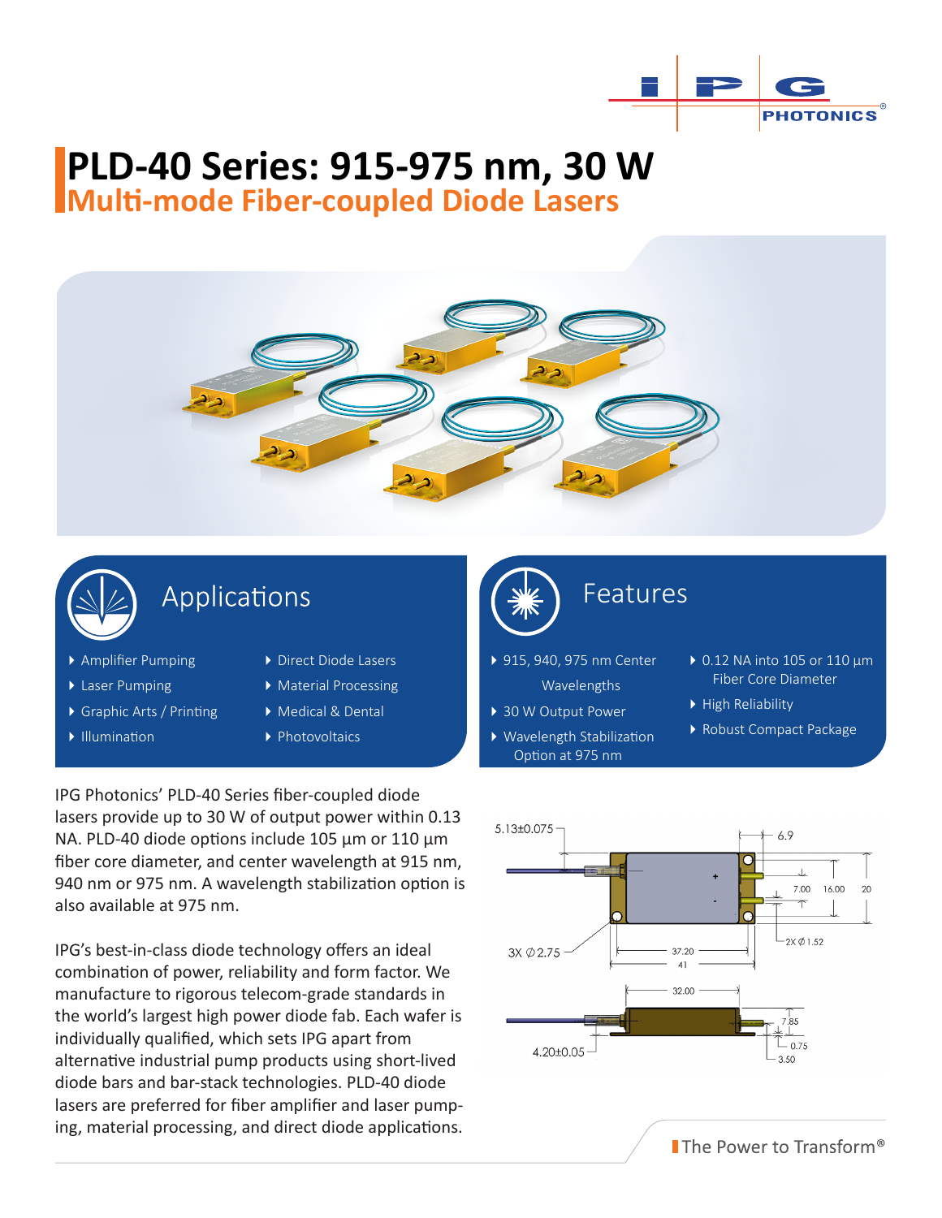# PLD-40 Series: 915-975 nm, 30 W

## Multi-mode Fiber-coupled Diode Lasers

## Applications

- Amplifier Pumping
- Laser Pumping
- Graphic Arts / Printing
- Illumination
- Direct Diode Lasers
- Material Processing
- Medical & Dental
- Photovoltaics

## Features

- 915, 940, 975 nm Center Wavelengths
- 30 W Output Power
- Wavelength Stabilization Option at 975 nm
- 0.12 NA into 105 or 110 µm Fiber Core Diameter
- High Reliability
- Robust Compact Package

IPG Photonics' PLD-40 Series fiber-coupled diode lasers provide up to 30 W of output power within 0.13 NA. PLD-40 diode options include 105 µm or 110 µm fiber core diameter, and center wavelength at 915 nm, 940 nm or 975 nm. A wavelength stabilization option is also available at 975 nm.

IPG's best-in-class diode technology offers an ideal combination of power, reliability and form factor. We manufacture to rigorous telecom-grade standards in the world's largest high power diode fab. Each wafer is individually qualified, which sets IPG apart from alternative industrial pump products using short-lived diode bars and bar-stack technologies. PLD-40 diode lasers are preferred for fiber amplifier and laser pumping, material processing, and direct diode applications.

The Power to Transform®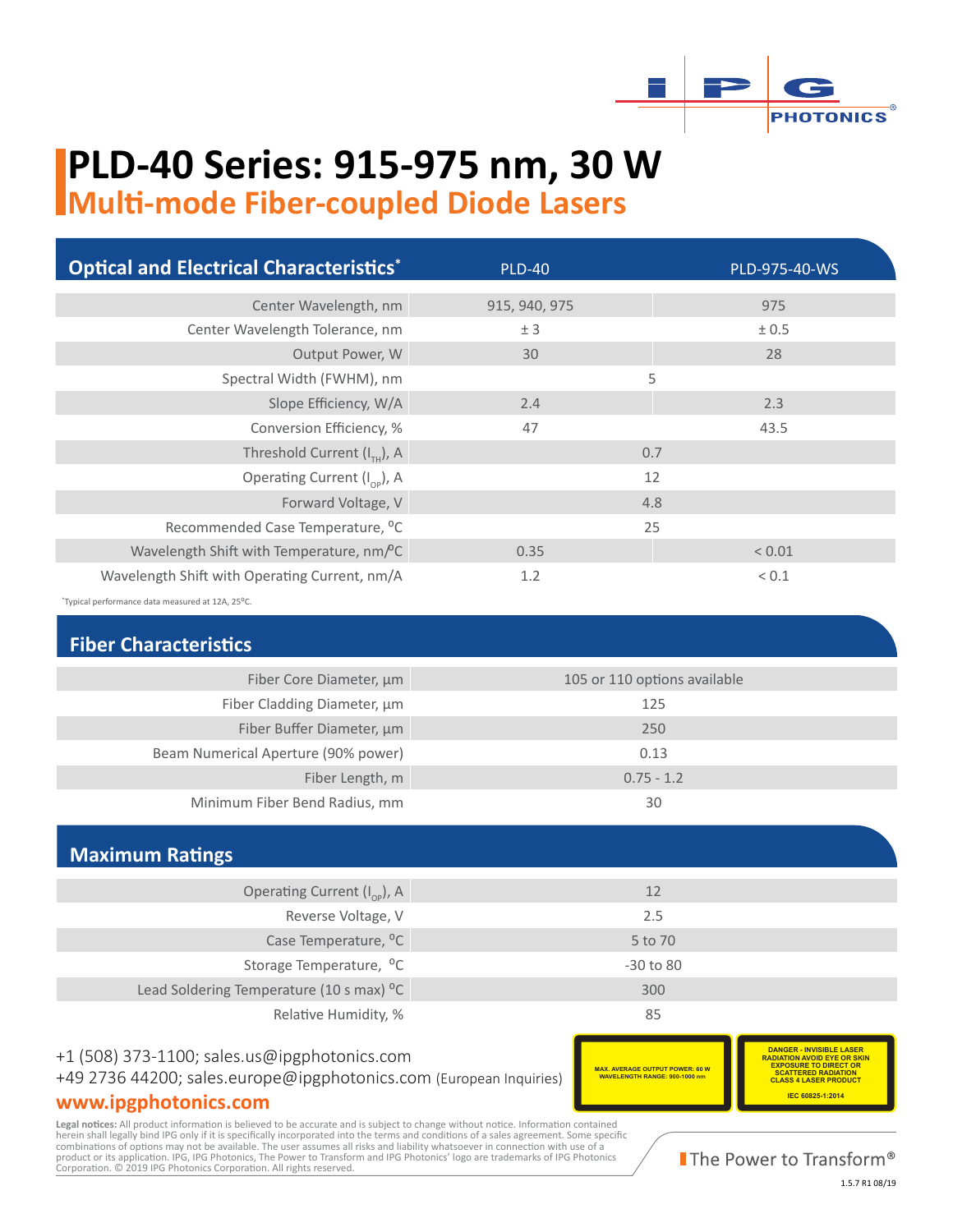# PLD-40 Series: 915-975 nm, 30 W

## Multi-mode Fiber-coupled Diode Lasers

| Optical and Electrical Characteristics* | PLD-40 | PLD-975-40-WS |
|---|---|---|
| Center Wavelength, nm | 915, 940, 975 | 975 |
| Center Wavelength Tolerance, nm | ± 3 | ± 0.5 |
| Output Power, W | 30 | 28 |
| Spectral Width (FWHM), nm | 5 | |
| Slope Efficiency, W/A | 2.4 | 2.3 |
| Conversion Efficiency, % | 47 | 43.5 |
| Threshold Current ($I_{TH}$), A | 0.7 | |
| Operating Current ($I_{OP}$), A | 12 | |
| Forward Voltage, V | 4.8 | |
| Recommended Case Temperature, °C | 25 | |
| Wavelength Shift with Temperature, nm/°C | 0.35 | < 0.01 |
| Wavelength Shift with Operating Current, nm/A | 1.2 | < 0.1 |

*Typical performance data measured at 12A, 25°C.

## Fiber Characteristics

| | |
|---|---|
| Fiber Core Diameter, µm | 105 or 110 options available |
| Fiber Cladding Diameter, µm | 125 |
| Fiber Buffer Diameter, µm | 250 |
| Beam Numerical Aperture (90% power) | 0.13 |
| Fiber Length, m | 0.75 - 1.2 |
| Minimum Fiber Bend Radius, mm | 30 |

## Maximum Ratings

| | |
|---|---|
| Operating Current ($I_{OP}$), A | 12 |
| Reverse Voltage, V | 2.5 |
| Case Temperature, °C | 5 to 70 |
| Storage Temperature, °C | -30 to 80 |
| Lead Soldering Temperature (10 s max) °C | 300 |
| Relative Humidity, % | 85 |

+1 (508) 373-1100; sales.us@ipgphotonics.com
+49 2736 44200; sales.europe@ipgphotonics.com (European Inquiries)

**www.ipgphotonics.com**

MAX. AVERAGE OUTPUT POWER: 60 W
WAVELENGTH RANGE: 900-1000 nm

DANGER - INVISIBLE LASER RADIATION AVOID EYE OR SKIN EXPOSURE TO DIRECT OR SCATTERED RADIATION
CLASS 4 LASER PRODUCT
IEC 60825-1:2014

**Legal notices:** All product information is believed to be accurate and is subject to change without notice. Information contained herein shall legally bind IPG only if it is specifically incorporated into the terms and conditions of a sales agreement. Some specific combinations of options may not be available. The user assumes all risks and liability whatsoever in connection with use of a product or its application. IPG, IPG Photonics, The Power to Transform and IPG Photonics' logo are trademarks of IPG Photonics Corporation. © 2019 IPG Photonics Corporation. All rights reserved.

The Power to Transform®

1.5.7 R1 08/19